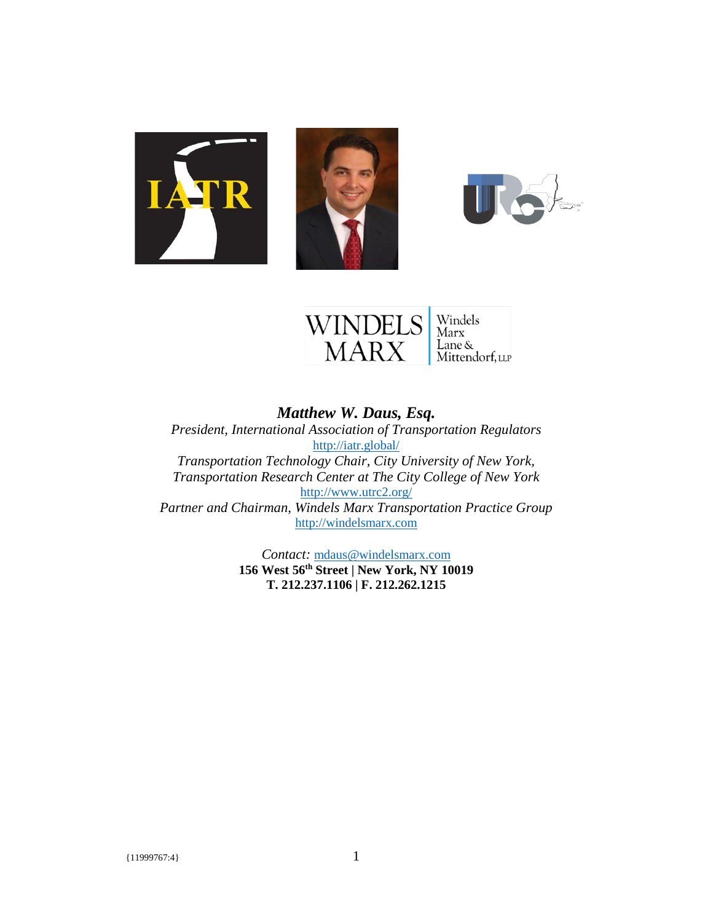***Matthew W. Daus, Esq.***

*President, International Association of Transportation Regulators*
http://iatr.global/

*Transportation Technology Chair, City University of New York,*
*Transportation Research Center at The City College of New York*
http://www.utrc2.org/

*Partner and Chairman, Windels Marx Transportation Practice Group*
http://windelsmarx.com

*Contact:* mdaus@windelsmarx.com

**156 West 56th Street | New York, NY 10019**

**T. 212.237.1106 | F. 212.262.1215**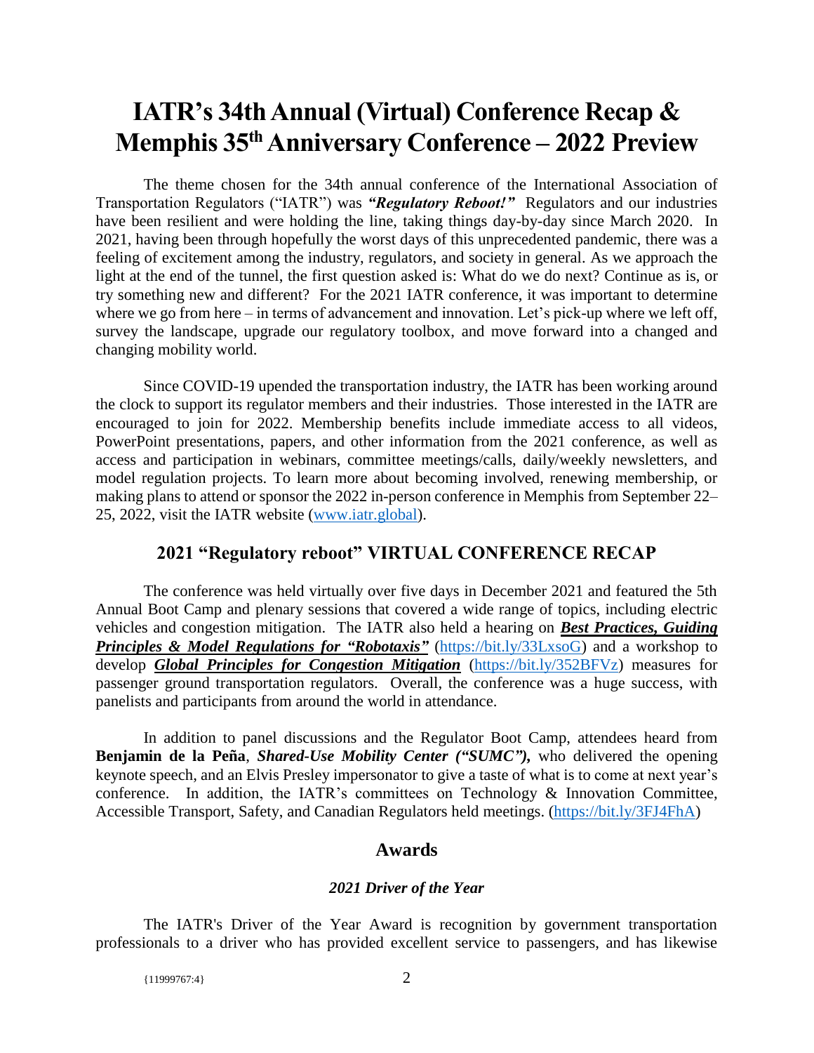# IATR's 34th Annual (Virtual) Conference Recap & Memphis 35th Anniversary Conference – 2022 Preview

The theme chosen for the 34th annual conference of the International Association of Transportation Regulators ("IATR") was ***"Regulatory Reboot!"*** Regulators and our industries have been resilient and were holding the line, taking things day-by-day since March 2020. In 2021, having been through hopefully the worst days of this unprecedented pandemic, there was a feeling of excitement among the industry, regulators, and society in general. As we approach the light at the end of the tunnel, the first question asked is: What do we do next? Continue as is, or try something new and different? For the 2021 IATR conference, it was important to determine where we go from here – in terms of advancement and innovation. Let's pick-up where we left off, survey the landscape, upgrade our regulatory toolbox, and move forward into a changed and changing mobility world.

Since COVID-19 upended the transportation industry, the IATR has been working around the clock to support its regulator members and their industries. Those interested in the IATR are encouraged to join for 2022. Membership benefits include immediate access to all videos, PowerPoint presentations, papers, and other information from the 2021 conference, as well as access and participation in webinars, committee meetings/calls, daily/weekly newsletters, and model regulation projects. To learn more about becoming involved, renewing membership, or making plans to attend or sponsor the 2022 in-person conference in Memphis from September 22–25, 2022, visit the IATR website (www.iatr.global).

## 2021 "Regulatory reboot" VIRTUAL CONFERENCE RECAP

The conference was held virtually over five days in December 2021 and featured the 5th Annual Boot Camp and plenary sessions that covered a wide range of topics, including electric vehicles and congestion mitigation. The IATR also held a hearing on ***Best Practices, Guiding Principles & Model Regulations for "Robotaxis"*** (https://bit.ly/33LxsoG) and a workshop to develop ***Global Principles for Congestion Mitigation*** (https://bit.ly/352BFVz) measures for passenger ground transportation regulators. Overall, the conference was a huge success, with panelists and participants from around the world in attendance.

In addition to panel discussions and the Regulator Boot Camp, attendees heard from **Benjamin de la Peña**, ***Shared-Use Mobility Center ("SUMC"),*** who delivered the opening keynote speech, and an Elvis Presley impersonator to give a taste of what is to come at next year's conference. In addition, the IATR's committees on Technology & Innovation Committee, Accessible Transport, Safety, and Canadian Regulators held meetings. (https://bit.ly/3FJ4FhA)

## Awards

### *2021 Driver of the Year*

The IATR's Driver of the Year Award is recognition by government transportation professionals to a driver who has provided excellent service to passengers, and has likewise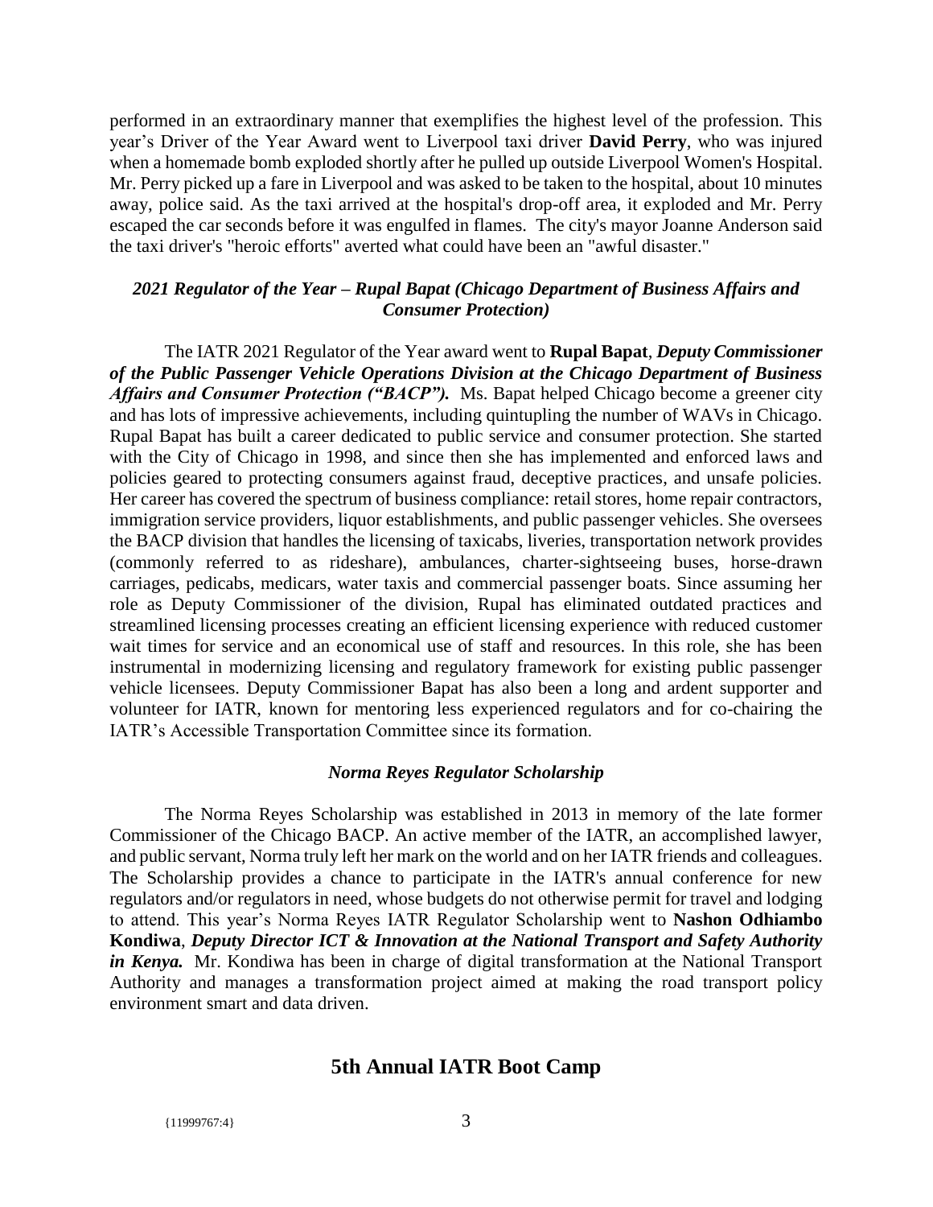performed in an extraordinary manner that exemplifies the highest level of the profession. This year's Driver of the Year Award went to Liverpool taxi driver **David Perry**, who was injured when a homemade bomb exploded shortly after he pulled up outside Liverpool Women's Hospital. Mr. Perry picked up a fare in Liverpool and was asked to be taken to the hospital, about 10 minutes away, police said. As the taxi arrived at the hospital's drop-off area, it exploded and Mr. Perry escaped the car seconds before it was engulfed in flames. The city's mayor Joanne Anderson said the taxi driver's "heroic efforts" averted what could have been an "awful disaster."

### *2021 Regulator of the Year – Rupal Bapat (Chicago Department of Business Affairs and Consumer Protection)*

The IATR 2021 Regulator of the Year award went to **Rupal Bapat**, ***Deputy Commissioner of the Public Passenger Vehicle Operations Division at the Chicago Department of Business Affairs and Consumer Protection ("BACP").*** Ms. Bapat helped Chicago become a greener city and has lots of impressive achievements, including quintupling the number of WAVs in Chicago. Rupal Bapat has built a career dedicated to public service and consumer protection. She started with the City of Chicago in 1998, and since then she has implemented and enforced laws and policies geared to protecting consumers against fraud, deceptive practices, and unsafe policies. Her career has covered the spectrum of business compliance: retail stores, home repair contractors, immigration service providers, liquor establishments, and public passenger vehicles. She oversees the BACP division that handles the licensing of taxicabs, liveries, transportation network provides (commonly referred to as rideshare), ambulances, charter-sightseeing buses, horse-drawn carriages, pedicabs, medicars, water taxis and commercial passenger boats. Since assuming her role as Deputy Commissioner of the division, Rupal has eliminated outdated practices and streamlined licensing processes creating an efficient licensing experience with reduced customer wait times for service and an economical use of staff and resources. In this role, she has been instrumental in modernizing licensing and regulatory framework for existing public passenger vehicle licensees. Deputy Commissioner Bapat has also been a long and ardent supporter and volunteer for IATR, known for mentoring less experienced regulators and for co-chairing the IATR's Accessible Transportation Committee since its formation.

### *Norma Reyes Regulator Scholarship*

The Norma Reyes Scholarship was established in 2013 in memory of the late former Commissioner of the Chicago BACP. An active member of the IATR, an accomplished lawyer, and public servant, Norma truly left her mark on the world and on her IATR friends and colleagues. The Scholarship provides a chance to participate in the IATR's annual conference for new regulators and/or regulators in need, whose budgets do not otherwise permit for travel and lodging to attend. This year's Norma Reyes IATR Regulator Scholarship went to **Nashon Odhiambo Kondiwa**, ***Deputy Director ICT & Innovation at the National Transport and Safety Authority in Kenya.*** Mr. Kondiwa has been in charge of digital transformation at the National Transport Authority and manages a transformation project aimed at making the road transport policy environment smart and data driven.

## 5th Annual IATR Boot Camp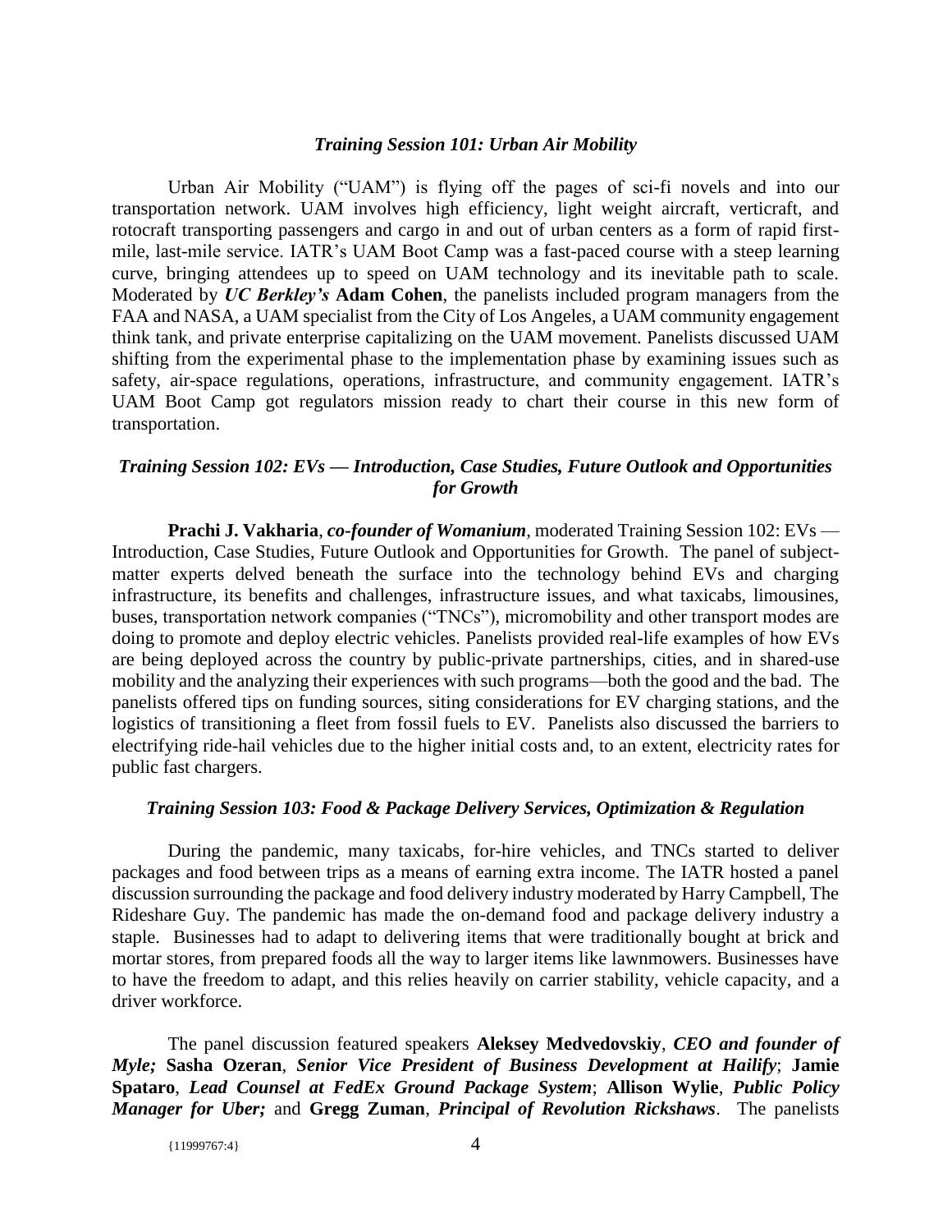### *Training Session 101: Urban Air Mobility*

Urban Air Mobility ("UAM") is flying off the pages of sci-fi novels and into our transportation network. UAM involves high efficiency, light weight aircraft, verticraft, and rotocraft transporting passengers and cargo in and out of urban centers as a form of rapid first-mile, last-mile service. IATR's UAM Boot Camp was a fast-paced course with a steep learning curve, bringing attendees up to speed on UAM technology and its inevitable path to scale. Moderated by ***UC Berkley's*** **Adam Cohen**, the panelists included program managers from the FAA and NASA, a UAM specialist from the City of Los Angeles, a UAM community engagement think tank, and private enterprise capitalizing on the UAM movement. Panelists discussed UAM shifting from the experimental phase to the implementation phase by examining issues such as safety, air-space regulations, operations, infrastructure, and community engagement. IATR's UAM Boot Camp got regulators mission ready to chart their course in this new form of transportation.

### *Training Session 102: EVs — Introduction, Case Studies, Future Outlook and Opportunities for Growth*

**Prachi J. Vakharia**, ***co-founder of Womanium***, moderated Training Session 102: EVs — Introduction, Case Studies, Future Outlook and Opportunities for Growth. The panel of subject-matter experts delved beneath the surface into the technology behind EVs and charging infrastructure, its benefits and challenges, infrastructure issues, and what taxicabs, limousines, buses, transportation network companies ("TNCs"), micromobility and other transport modes are doing to promote and deploy electric vehicles. Panelists provided real-life examples of how EVs are being deployed across the country by public-private partnerships, cities, and in shared-use mobility and the analyzing their experiences with such programs—both the good and the bad. The panelists offered tips on funding sources, siting considerations for EV charging stations, and the logistics of transitioning a fleet from fossil fuels to EV. Panelists also discussed the barriers to electrifying ride-hail vehicles due to the higher initial costs and, to an extent, electricity rates for public fast chargers.

### *Training Session 103: Food & Package Delivery Services, Optimization & Regulation*

During the pandemic, many taxicabs, for-hire vehicles, and TNCs started to deliver packages and food between trips as a means of earning extra income. The IATR hosted a panel discussion surrounding the package and food delivery industry moderated by Harry Campbell, The Rideshare Guy. The pandemic has made the on-demand food and package delivery industry a staple. Businesses had to adapt to delivering items that were traditionally bought at brick and mortar stores, from prepared foods all the way to larger items like lawnmowers. Businesses have to have the freedom to adapt, and this relies heavily on carrier stability, vehicle capacity, and a driver workforce.

The panel discussion featured speakers **Aleksey Medvedovskiy**, ***CEO and founder of Myle;*** **Sasha Ozeran**, ***Senior Vice President of Business Development at Hailify***; **Jamie Spataro**, ***Lead Counsel at FedEx Ground Package System***; **Allison Wylie**, ***Public Policy Manager for Uber;*** and **Gregg Zuman**, ***Principal of Revolution Rickshaws***. The panelists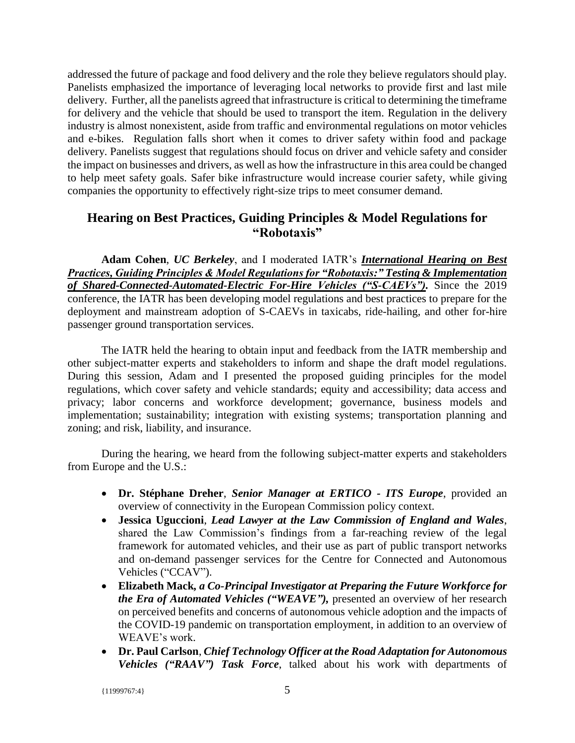addressed the future of package and food delivery and the role they believe regulators should play. Panelists emphasized the importance of leveraging local networks to provide first and last mile delivery. Further, all the panelists agreed that infrastructure is critical to determining the timeframe for delivery and the vehicle that should be used to transport the item. Regulation in the delivery industry is almost nonexistent, aside from traffic and environmental regulations on motor vehicles and e-bikes. Regulation falls short when it comes to driver safety within food and package delivery. Panelists suggest that regulations should focus on driver and vehicle safety and consider the impact on businesses and drivers, as well as how the infrastructure in this area could be changed to help meet safety goals. Safer bike infrastructure would increase courier safety, while giving companies the opportunity to effectively right-size trips to meet consumer demand.

## Hearing on Best Practices, Guiding Principles & Model Regulations for "Robotaxis"

**Adam Cohen**, ***UC Berkeley***, and I moderated IATR's ***International Hearing on Best Practices, Guiding Principles & Model Regulations for "Robotaxis:" Testing & Implementation of Shared-Connected-Automated-Electric For-Hire Vehicles ("S-CAEVs").*** Since the 2019 conference, the IATR has been developing model regulations and best practices to prepare for the deployment and mainstream adoption of S-CAEVs in taxicabs, ride-hailing, and other for-hire passenger ground transportation services.

The IATR held the hearing to obtain input and feedback from the IATR membership and other subject-matter experts and stakeholders to inform and shape the draft model regulations. During this session, Adam and I presented the proposed guiding principles for the model regulations, which cover safety and vehicle standards; equity and accessibility; data access and privacy; labor concerns and workforce development; governance, business models and implementation; sustainability; integration with existing systems; transportation planning and zoning; and risk, liability, and insurance.

During the hearing, we heard from the following subject-matter experts and stakeholders from Europe and the U.S.:

- **Dr. Stéphane Dreher**, ***Senior Manager at ERTICO - ITS Europe***, provided an overview of connectivity in the European Commission policy context.
- **Jessica Uguccioni**, ***Lead Lawyer at the Law Commission of England and Wales***, shared the Law Commission's findings from a far-reaching review of the legal framework for automated vehicles, and their use as part of public transport networks and on-demand passenger services for the Centre for Connected and Autonomous Vehicles ("CCAV").
- **Elizabeth Mack,** ***a Co-Principal Investigator at Preparing the Future Workforce for the Era of Automated Vehicles ("WEAVE"),*** presented an overview of her research on perceived benefits and concerns of autonomous vehicle adoption and the impacts of the COVID-19 pandemic on transportation employment, in addition to an overview of WEAVE's work.
- **Dr. Paul Carlson**, ***Chief Technology Officer at the Road Adaptation for Autonomous Vehicles ("RAAV") Task Force***, talked about his work with departments of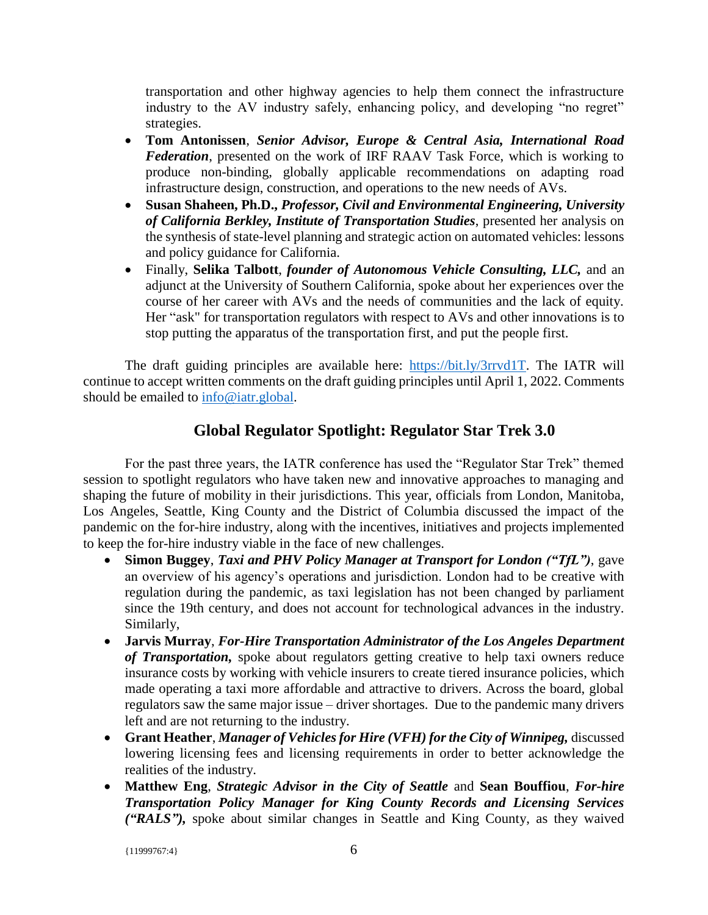transportation and other highway agencies to help them connect the infrastructure industry to the AV industry safely, enhancing policy, and developing "no regret" strategies.

- **Tom Antonissen**, ***Senior Advisor, Europe & Central Asia, International Road Federation***, presented on the work of IRF RAAV Task Force, which is working to produce non-binding, globally applicable recommendations on adapting road infrastructure design, construction, and operations to the new needs of AVs.
- **Susan Shaheen, Ph.D.,** ***Professor, Civil and Environmental Engineering, University of California Berkley, Institute of Transportation Studies***, presented her analysis on the synthesis of state-level planning and strategic action on automated vehicles: lessons and policy guidance for California.
- Finally, **Selika Talbott**, ***founder of Autonomous Vehicle Consulting, LLC,*** and an adjunct at the University of Southern California, spoke about her experiences over the course of her career with AVs and the needs of communities and the lack of equity. Her "ask" for transportation regulators with respect to AVs and other innovations is to stop putting the apparatus of the transportation first, and put the people first.

The draft guiding principles are available here: https://bit.ly/3rrvd1T. The IATR will continue to accept written comments on the draft guiding principles until April 1, 2022. Comments should be emailed to info@iatr.global.

## Global Regulator Spotlight: Regulator Star Trek 3.0

For the past three years, the IATR conference has used the "Regulator Star Trek" themed session to spotlight regulators who have taken new and innovative approaches to managing and shaping the future of mobility in their jurisdictions. This year, officials from London, Manitoba, Los Angeles, Seattle, King County and the District of Columbia discussed the impact of the pandemic on the for-hire industry, along with the incentives, initiatives and projects implemented to keep the for-hire industry viable in the face of new challenges.

- **Simon Buggey**, ***Taxi and PHV Policy Manager at Transport for London ("TfL")***, gave an overview of his agency's operations and jurisdiction. London had to be creative with regulation during the pandemic, as taxi legislation has not been changed by parliament since the 19th century, and does not account for technological advances in the industry. Similarly,
- **Jarvis Murray**, ***For-Hire Transportation Administrator of the Los Angeles Department of Transportation,*** spoke about regulators getting creative to help taxi owners reduce insurance costs by working with vehicle insurers to create tiered insurance policies, which made operating a taxi more affordable and attractive to drivers. Across the board, global regulators saw the same major issue – driver shortages. Due to the pandemic many drivers left and are not returning to the industry.
- **Grant Heather**, ***Manager of Vehicles for Hire (VFH) for the City of Winnipeg,*** discussed lowering licensing fees and licensing requirements in order to better acknowledge the realities of the industry.
- **Matthew Eng**, ***Strategic Advisor in the City of Seattle*** and **Sean Bouffiou**, ***For-hire Transportation Policy Manager for King County Records and Licensing Services ("RALS"),*** spoke about similar changes in Seattle and King County, as they waived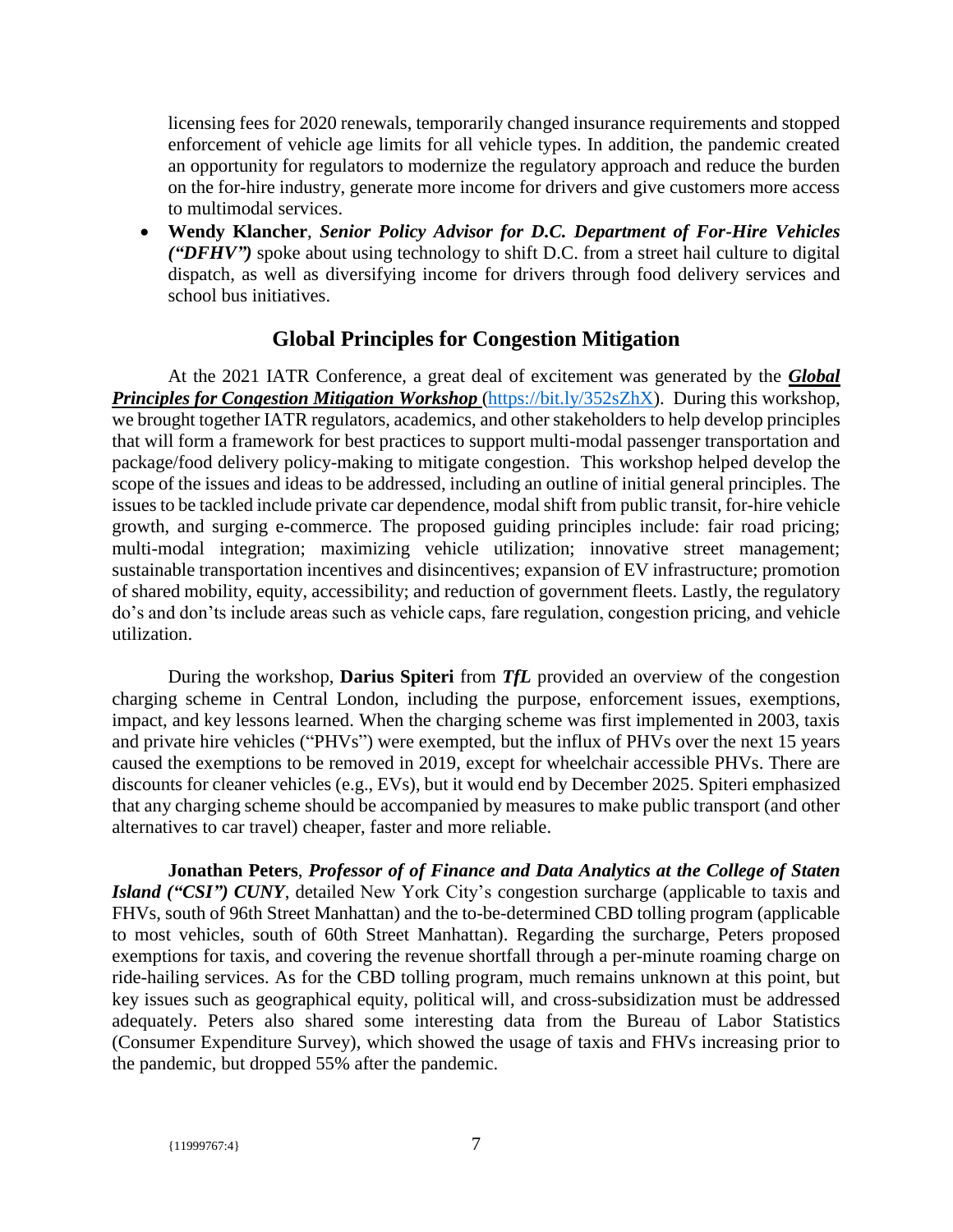licensing fees for 2020 renewals, temporarily changed insurance requirements and stopped enforcement of vehicle age limits for all vehicle types. In addition, the pandemic created an opportunity for regulators to modernize the regulatory approach and reduce the burden on the for-hire industry, generate more income for drivers and give customers more access to multimodal services.

- **Wendy Klancher**, ***Senior Policy Advisor for D.C. Department of For-Hire Vehicles ("DFHV")*** spoke about using technology to shift D.C. from a street hail culture to digital dispatch, as well as diversifying income for drivers through food delivery services and school bus initiatives.

## Global Principles for Congestion Mitigation

At the 2021 IATR Conference, a great deal of excitement was generated by the ***Global Principles for Congestion Mitigation Workshop*** (https://bit.ly/352sZhX). During this workshop, we brought together IATR regulators, academics, and other stakeholders to help develop principles that will form a framework for best practices to support multi-modal passenger transportation and package/food delivery policy-making to mitigate congestion. This workshop helped develop the scope of the issues and ideas to be addressed, including an outline of initial general principles. The issues to be tackled include private car dependence, modal shift from public transit, for-hire vehicle growth, and surging e-commerce. The proposed guiding principles include: fair road pricing; multi-modal integration; maximizing vehicle utilization; innovative street management; sustainable transportation incentives and disincentives; expansion of EV infrastructure; promotion of shared mobility, equity, accessibility; and reduction of government fleets. Lastly, the regulatory do's and don'ts include areas such as vehicle caps, fare regulation, congestion pricing, and vehicle utilization.

During the workshop, **Darius Spiteri** from ***TfL*** provided an overview of the congestion charging scheme in Central London, including the purpose, enforcement issues, exemptions, impact, and key lessons learned. When the charging scheme was first implemented in 2003, taxis and private hire vehicles ("PHVs") were exempted, but the influx of PHVs over the next 15 years caused the exemptions to be removed in 2019, except for wheelchair accessible PHVs. There are discounts for cleaner vehicles (e.g., EVs), but it would end by December 2025. Spiteri emphasized that any charging scheme should be accompanied by measures to make public transport (and other alternatives to car travel) cheaper, faster and more reliable.

**Jonathan Peters**, ***Professor of of Finance and Data Analytics at the College of Staten Island ("CSI") CUNY***, detailed New York City's congestion surcharge (applicable to taxis and FHVs, south of 96th Street Manhattan) and the to-be-determined CBD tolling program (applicable to most vehicles, south of 60th Street Manhattan). Regarding the surcharge, Peters proposed exemptions for taxis, and covering the revenue shortfall through a per-minute roaming charge on ride-hailing services. As for the CBD tolling program, much remains unknown at this point, but key issues such as geographical equity, political will, and cross-subsidization must be addressed adequately. Peters also shared some interesting data from the Bureau of Labor Statistics (Consumer Expenditure Survey), which showed the usage of taxis and FHVs increasing prior to the pandemic, but dropped 55% after the pandemic.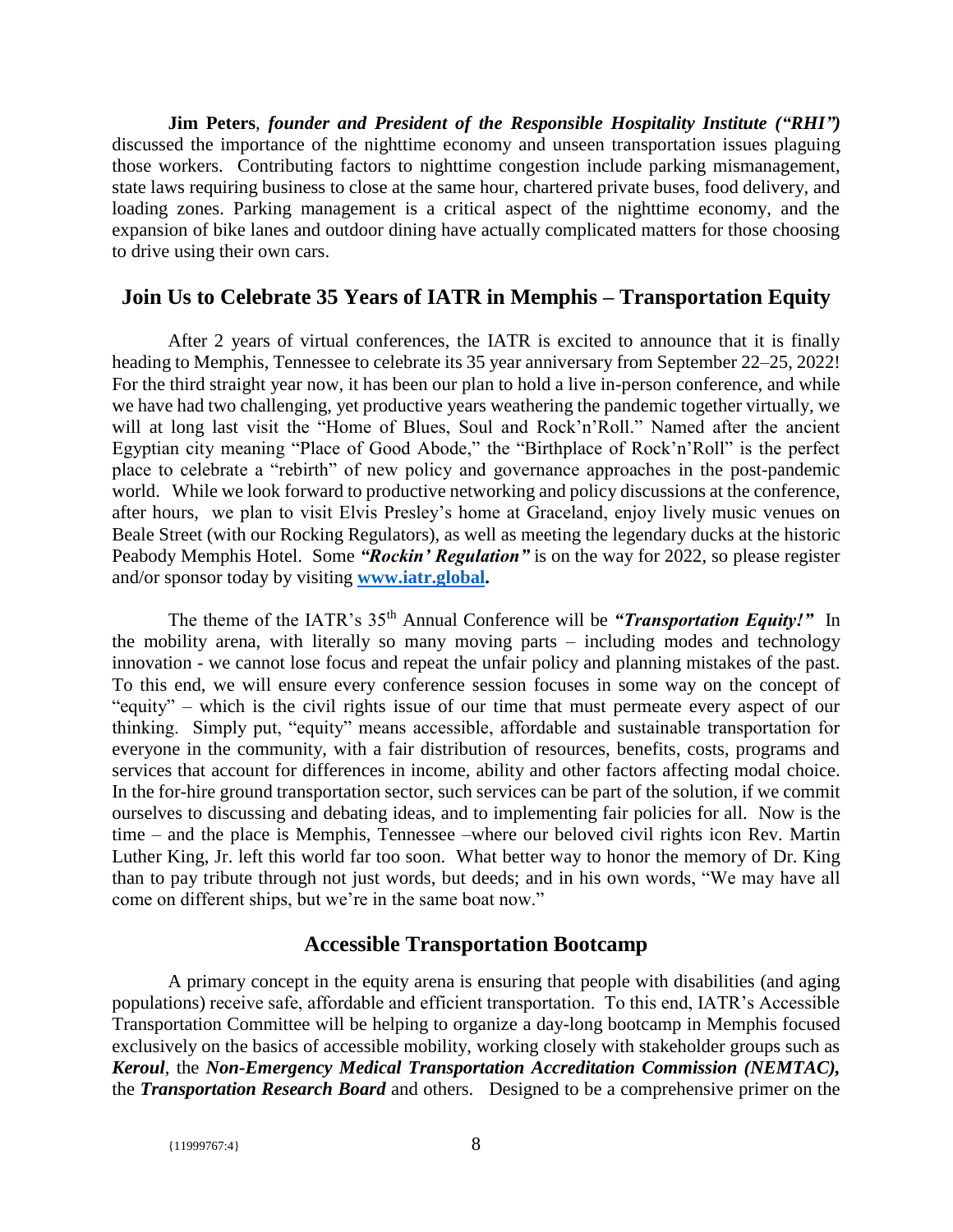**Jim Peters**, ***founder and President of the Responsible Hospitality Institute ("RHI")*** discussed the importance of the nighttime economy and unseen transportation issues plaguing those workers. Contributing factors to nighttime congestion include parking mismanagement, state laws requiring business to close at the same hour, chartered private buses, food delivery, and loading zones. Parking management is a critical aspect of the nighttime economy, and the expansion of bike lanes and outdoor dining have actually complicated matters for those choosing to drive using their own cars.

## Join Us to Celebrate 35 Years of IATR in Memphis – Transportation Equity

After 2 years of virtual conferences, the IATR is excited to announce that it is finally heading to Memphis, Tennessee to celebrate its 35 year anniversary from September 22–25, 2022! For the third straight year now, it has been our plan to hold a live in-person conference, and while we have had two challenging, yet productive years weathering the pandemic together virtually, we will at long last visit the "Home of Blues, Soul and Rock'n'Roll." Named after the ancient Egyptian city meaning "Place of Good Abode," the "Birthplace of Rock'n'Roll" is the perfect place to celebrate a "rebirth" of new policy and governance approaches in the post-pandemic world. While we look forward to productive networking and policy discussions at the conference, after hours, we plan to visit Elvis Presley's home at Graceland, enjoy lively music venues on Beale Street (with our Rocking Regulators), as well as meeting the legendary ducks at the historic Peabody Memphis Hotel. Some ***"Rockin' Regulation"*** is on the way for 2022, so please register and/or sponsor today by visiting **www.iatr.global.**

The theme of the IATR's 35th Annual Conference will be ***"Transportation Equity!"*** In the mobility arena, with literally so many moving parts – including modes and technology innovation - we cannot lose focus and repeat the unfair policy and planning mistakes of the past. To this end, we will ensure every conference session focuses in some way on the concept of "equity" – which is the civil rights issue of our time that must permeate every aspect of our thinking. Simply put, "equity" means accessible, affordable and sustainable transportation for everyone in the community, with a fair distribution of resources, benefits, costs, programs and services that account for differences in income, ability and other factors affecting modal choice. In the for-hire ground transportation sector, such services can be part of the solution, if we commit ourselves to discussing and debating ideas, and to implementing fair policies for all. Now is the time – and the place is Memphis, Tennessee –where our beloved civil rights icon Rev. Martin Luther King, Jr. left this world far too soon. What better way to honor the memory of Dr. King than to pay tribute through not just words, but deeds; and in his own words, "We may have all come on different ships, but we're in the same boat now."

## Accessible Transportation Bootcamp

A primary concept in the equity arena is ensuring that people with disabilities (and aging populations) receive safe, affordable and efficient transportation. To this end, IATR's Accessible Transportation Committee will be helping to organize a day-long bootcamp in Memphis focused exclusively on the basics of accessible mobility, working closely with stakeholder groups such as ***Keroul***, the ***Non-Emergency Medical Transportation Accreditation Commission (NEMTAC),*** the ***Transportation Research Board*** and others. Designed to be a comprehensive primer on the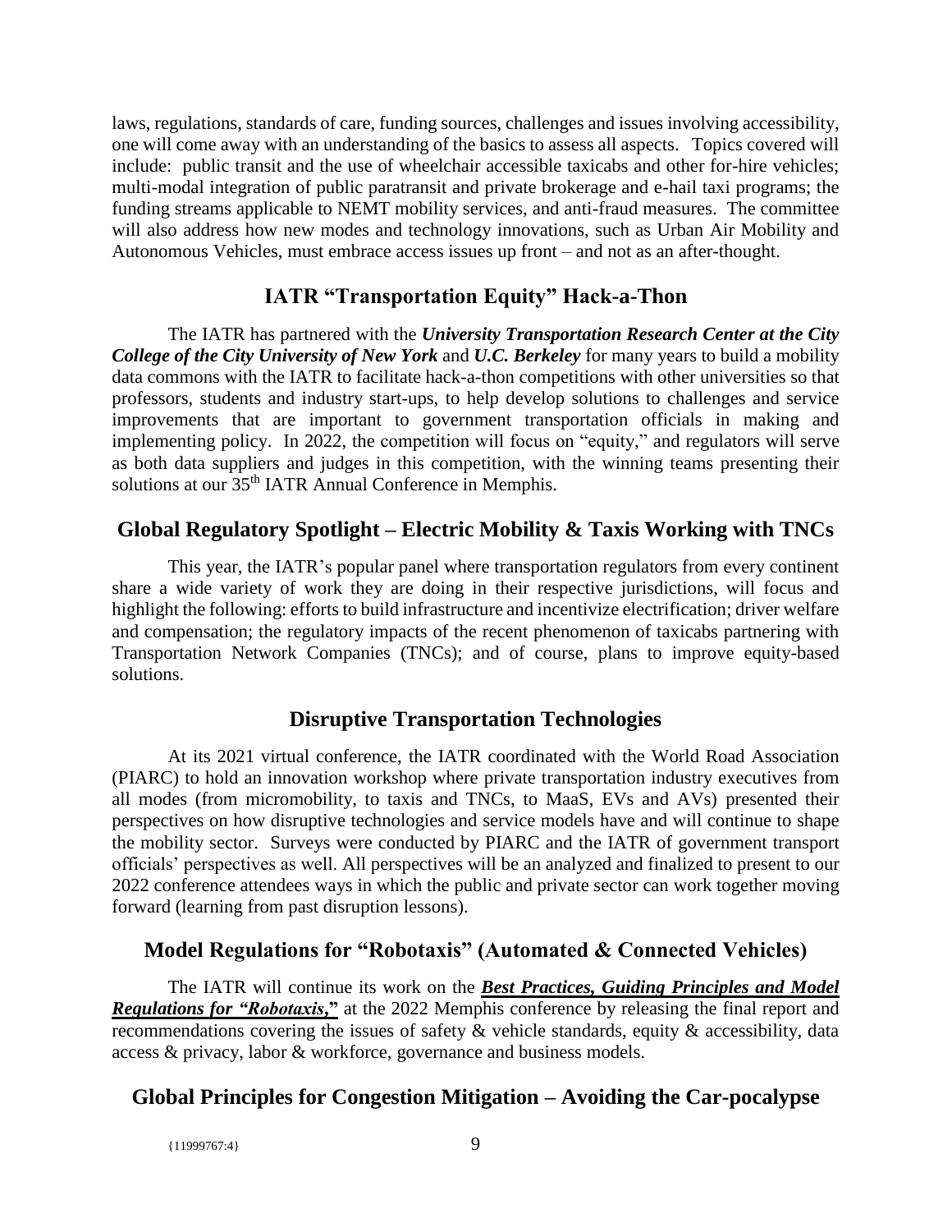laws, regulations, standards of care, funding sources, challenges and issues involving accessibility, one will come away with an understanding of the basics to assess all aspects. Topics covered will include: public transit and the use of wheelchair accessible taxicabs and other for-hire vehicles; multi-modal integration of public paratransit and private brokerage and e-hail taxi programs; the funding streams applicable to NEMT mobility services, and anti-fraud measures. The committee will also address how new modes and technology innovations, such as Urban Air Mobility and Autonomous Vehicles, must embrace access issues up front – and not as an after-thought.

## IATR "Transportation Equity" Hack-a-Thon

The IATR has partnered with the ***University Transportation Research Center at the City College of the City University of New York*** and ***U.C. Berkeley*** for many years to build a mobility data commons with the IATR to facilitate hack-a-thon competitions with other universities so that professors, students and industry start-ups, to help develop solutions to challenges and service improvements that are important to government transportation officials in making and implementing policy. In 2022, the competition will focus on "equity," and regulators will serve as both data suppliers and judges in this competition, with the winning teams presenting their solutions at our 35th IATR Annual Conference in Memphis.

## Global Regulatory Spotlight – Electric Mobility & Taxis Working with TNCs

This year, the IATR's popular panel where transportation regulators from every continent share a wide variety of work they are doing in their respective jurisdictions, will focus and highlight the following: efforts to build infrastructure and incentivize electrification; driver welfare and compensation; the regulatory impacts of the recent phenomenon of taxicabs partnering with Transportation Network Companies (TNCs); and of course, plans to improve equity-based solutions.

## Disruptive Transportation Technologies

At its 2021 virtual conference, the IATR coordinated with the World Road Association (PIARC) to hold an innovation workshop where private transportation industry executives from all modes (from micromobility, to taxis and TNCs, to MaaS, EVs and AVs) presented their perspectives on how disruptive technologies and service models have and will continue to shape the mobility sector. Surveys were conducted by PIARC and the IATR of government transport officials' perspectives as well. All perspectives will be an analyzed and finalized to present to our 2022 conference attendees ways in which the public and private sector can work together moving forward (learning from past disruption lessons).

## Model Regulations for "Robotaxis" (Automated & Connected Vehicles)

The IATR will continue its work on the ***Best Practices, Guiding Principles and Model Regulations for "Robotaxis,"*** at the 2022 Memphis conference by releasing the final report and recommendations covering the issues of safety & vehicle standards, equity & accessibility, data access & privacy, labor & workforce, governance and business models.

## Global Principles for Congestion Mitigation – Avoiding the Car-pocalypse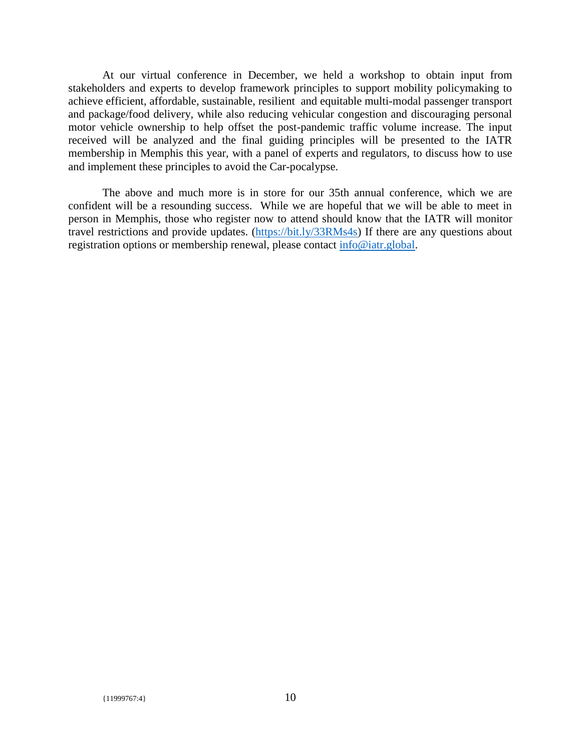At our virtual conference in December, we held a workshop to obtain input from stakeholders and experts to develop framework principles to support mobility policymaking to achieve efficient, affordable, sustainable, resilient and equitable multi-modal passenger transport and package/food delivery, while also reducing vehicular congestion and discouraging personal motor vehicle ownership to help offset the post-pandemic traffic volume increase. The input received will be analyzed and the final guiding principles will be presented to the IATR membership in Memphis this year, with a panel of experts and regulators, to discuss how to use and implement these principles to avoid the Car-pocalypse.

The above and much more is in store for our 35th annual conference, which we are confident will be a resounding success. While we are hopeful that we will be able to meet in person in Memphis, those who register now to attend should know that the IATR will monitor travel restrictions and provide updates. (https://bit.ly/33RMs4s) If there are any questions about registration options or membership renewal, please contact info@iatr.global.